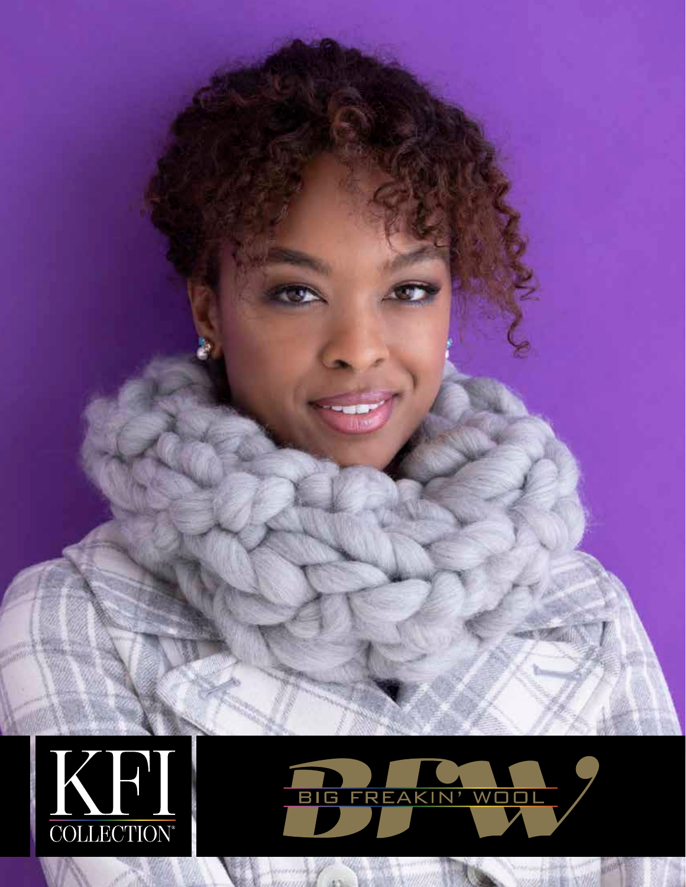KFI COLLECTION®

BFW

BIG FREAKIN' WOOL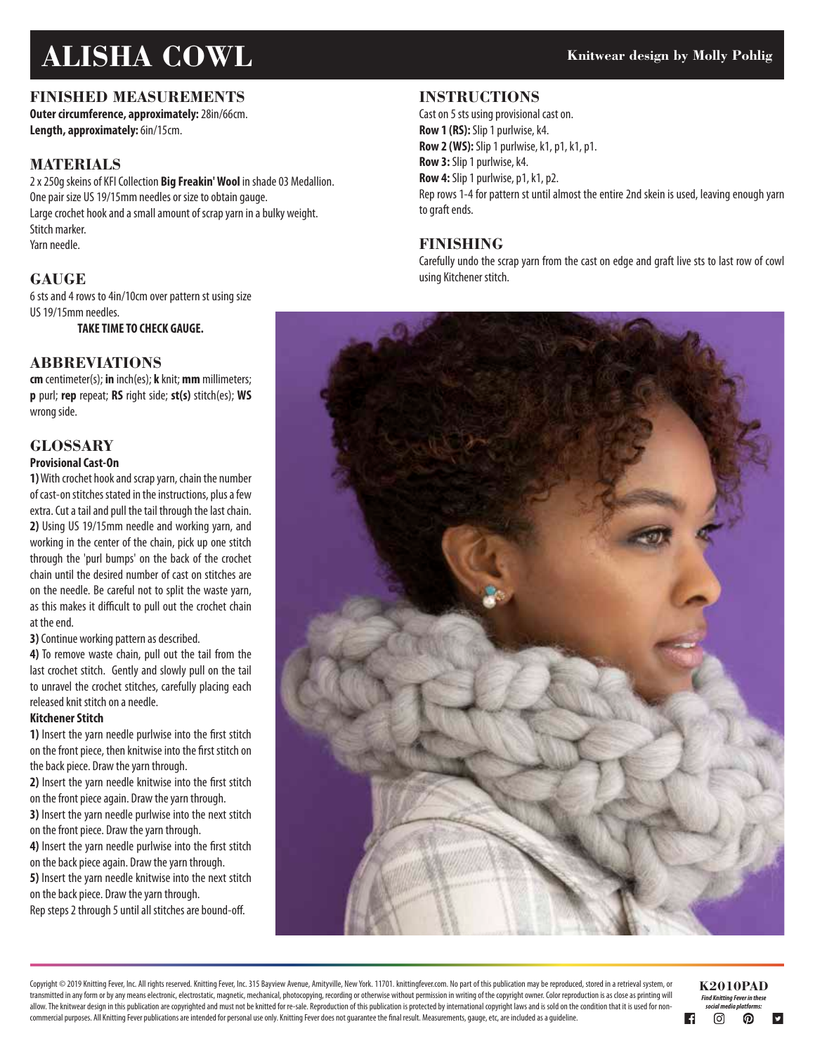# ALISHA COWL

Knitwear design by Molly Pohlig

## FINISHED MEASUREMENTS

**Outer circumference, approximately:** 28in/66cm.
**Length, approximately:** 6in/15cm.

## MATERIALS

2 x 250g skeins of KFI Collection **Big Freakin' Wool** in shade 03 Medallion.
One pair size US 19/15mm needles or size to obtain gauge.
Large crochet hook and a small amount of scrap yarn in a bulky weight.
Stitch marker.
Yarn needle.

## GAUGE

6 sts and 4 rows to 4in/10cm over pattern st using size US 19/15mm needles.

**TAKE TIME TO CHECK GAUGE.**

## ABBREVIATIONS

**cm** centimeter(s); **in** inch(es); **k** knit; **mm** millimeters; **p** purl; **rep** repeat; **RS** right side; **st(s)** stitch(es); **WS** wrong side.

## GLOSSARY

### Provisional Cast-On

**1)** With crochet hook and scrap yarn, chain the number of cast-on stitches stated in the instructions, plus a few extra. Cut a tail and pull the tail through the last chain.
**2)** Using US 19/15mm needle and working yarn, and working in the center of the chain, pick up one stitch through the 'purl bumps' on the back of the crochet chain until the desired number of cast on stitches are on the needle. Be careful not to split the waste yarn, as this makes it difficult to pull out the crochet chain at the end.
**3)** Continue working pattern as described.
**4)** To remove waste chain, pull out the tail from the last crochet stitch. Gently and slowly pull on the tail to unravel the crochet stitches, carefully placing each released knit stitch on a needle.

### Kitchener Stitch

**1)** Insert the yarn needle purlwise into the first stitch on the front piece, then knitwise into the first stitch on the back piece. Draw the yarn through.
**2)** Insert the yarn needle knitwise into the first stitch on the front piece again. Draw the yarn through.
**3)** Insert the yarn needle purlwise into the next stitch on the front piece. Draw the yarn through.
**4)** Insert the yarn needle purlwise into the first stitch on the back piece again. Draw the yarn through.
**5)** Insert the yarn needle knitwise into the next stitch on the back piece. Draw the yarn through.
Rep steps 2 through 5 until all stitches are bound-off.

## INSTRUCTIONS

Cast on 5 sts using provisional cast on.
**Row 1 (RS):** Slip 1 purlwise, k4.
**Row 2 (WS):** Slip 1 purlwise, k1, p1, k1, p1.
**Row 3:** Slip 1 purlwise, k4.
**Row 4:** Slip 1 purlwise, p1, k1, p2.
Rep rows 1-4 for pattern st until almost the entire 2nd skein is used, leaving enough yarn to graft ends.

## FINISHING

Carefully undo the scrap yarn from the cast on edge and graft live sts to last row of cowl using Kitchener stitch.

Copyright © 2019 Knitting Fever, Inc. All rights reserved. Knitting Fever, Inc. 315 Bayview Avenue, Amityville, New York. 11701. knittingfever.com. No part of this publication may be reproduced, stored in a retrieval system, or transmitted in any form or by any means electronic, electrostatic, magnetic, mechanical, photocopying, recording or otherwise without permission in writing of the copyright owner. Color reproduction is as close as printing will allow. The knitwear design in this publication are copyrighted and must not be knitted for re-sale. Reproduction of this publication is protected by international copyright laws and is sold on the condition that it is used for non-commercial purposes. All Knitting Fever publications are intended for personal use only. Knitting Fever does not guarantee the final result. Measurements, gauge, etc, are included as a guideline.

K2010PAD

*Find Knitting Fever in these social media platforms:*